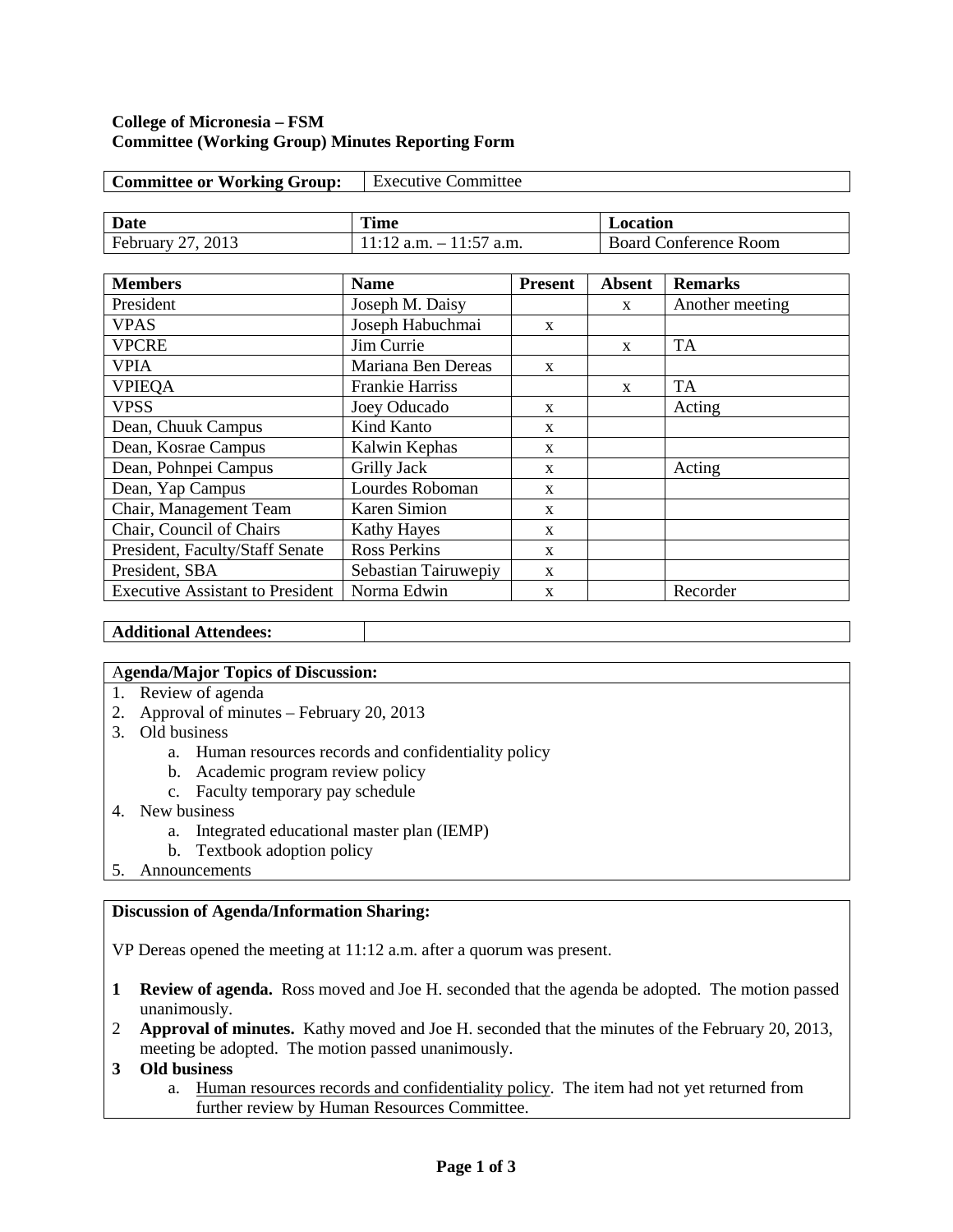**College of Micronesia – FSM**
**Committee (Working Group) Minutes Reporting Form**

| **Committee or Working Group:** | Executive Committee |
|---|---|

| **Date** | **Time** | **Location** |
|---|---|---|
| February 27, 2013 | 11:12 a.m. – 11:57 a.m. | Board Conference Room |

| **Members** | **Name** | **Present** | **Absent** | **Remarks** |
|---|---|---|---|---|
| President | Joseph M. Daisy | | x | Another meeting |
| VPAS | Joseph Habuchmai | x | | |
| VPCRE | Jim Currie | | x | TA |
| VPIA | Mariana Ben Dereas | x | | |
| VPIEQA | Frankie Harriss | | x | TA |
| VPSS | Joey Oducado | x | | Acting |
| Dean, Chuuk Campus | Kind Kanto | x | | |
| Dean, Kosrae Campus | Kalwin Kephas | x | | |
| Dean, Pohnpei Campus | Grilly Jack | x | | Acting |
| Dean, Yap Campus | Lourdes Roboman | x | | |
| Chair, Management Team | Karen Simion | x | | |
| Chair, Council of Chairs | Kathy Hayes | x | | |
| President, Faculty/Staff Senate | Ross Perkins | x | | |
| President, SBA | Sebastian Tairuwepiy | x | | |
| Executive Assistant to President | Norma Edwin | x | | Recorder |

| **Additional Attendees:** | |
|---|---|

**Agenda/Major Topics of Discussion:**

1. Review of agenda
2. Approval of minutes – February 20, 2013
3. Old business
   a. Human resources records and confidentiality policy
   b. Academic program review policy
   c. Faculty temporary pay schedule
4. New business
   a. Integrated educational master plan (IEMP)
   b. Textbook adoption policy
5. Announcements

**Discussion of Agenda/Information Sharing:**

VP Dereas opened the meeting at 11:12 a.m. after a quorum was present.

**1 Review of agenda.** Ross moved and Joe H. seconded that the agenda be adopted. The motion passed unanimously.

2 **Approval of minutes.** Kathy moved and Joe H. seconded that the minutes of the February 20, 2013, meeting be adopted. The motion passed unanimously.

**3 Old business**

a. Human resources records and confidentiality policy. The item had not yet returned from further review by Human Resources Committee.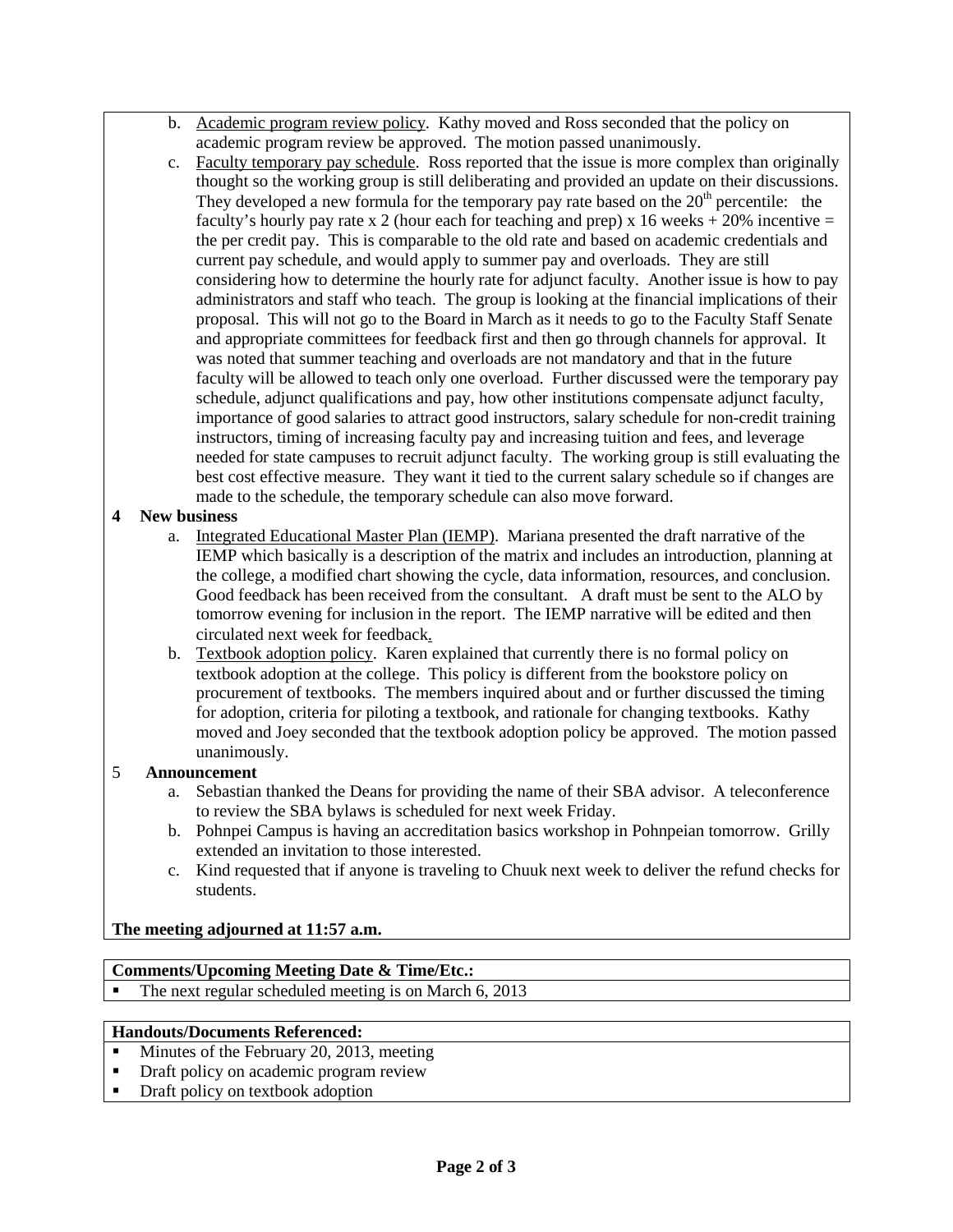b. Academic program review policy. Kathy moved and Ross seconded that the policy on academic program review be approved. The motion passed unanimously.

c. Faculty temporary pay schedule. Ross reported that the issue is more complex than originally thought so the working group is still deliberating and provided an update on their discussions. They developed a new formula for the temporary pay rate based on the 20th percentile: the faculty's hourly pay rate x 2 (hour each for teaching and prep) x 16 weeks + 20% incentive = the per credit pay. This is comparable to the old rate and based on academic credentials and current pay schedule, and would apply to summer pay and overloads. They are still considering how to determine the hourly rate for adjunct faculty. Another issue is how to pay administrators and staff who teach. The group is looking at the financial implications of their proposal. This will not go to the Board in March as it needs to go to the Faculty Staff Senate and appropriate committees for feedback first and then go through channels for approval. It was noted that summer teaching and overloads are not mandatory and that in the future faculty will be allowed to teach only one overload. Further discussed were the temporary pay schedule, adjunct qualifications and pay, how other institutions compensate adjunct faculty, importance of good salaries to attract good instructors, salary schedule for non-credit training instructors, timing of increasing faculty pay and increasing tuition and fees, and leverage needed for state campuses to recruit adjunct faculty. The working group is still evaluating the best cost effective measure. They want it tied to the current salary schedule so if changes are made to the schedule, the temporary schedule can also move forward.

**4 New business**

a. Integrated Educational Master Plan (IEMP). Mariana presented the draft narrative of the IEMP which basically is a description of the matrix and includes an introduction, planning at the college, a modified chart showing the cycle, data information, resources, and conclusion. Good feedback has been received from the consultant. A draft must be sent to the ALO by tomorrow evening for inclusion in the report. The IEMP narrative will be edited and then circulated next week for feedback.

b. Textbook adoption policy. Karen explained that currently there is no formal policy on textbook adoption at the college. This policy is different from the bookstore policy on procurement of textbooks. The members inquired about and or further discussed the timing for adoption, criteria for piloting a textbook, and rationale for changing textbooks. Kathy moved and Joey seconded that the textbook adoption policy be approved. The motion passed unanimously.

5 **Announcement**

a. Sebastian thanked the Deans for providing the name of their SBA advisor. A teleconference to review the SBA bylaws is scheduled for next week Friday.

b. Pohnpei Campus is having an accreditation basics workshop in Pohnpeian tomorrow. Grilly extended an invitation to those interested.

c. Kind requested that if anyone is traveling to Chuuk next week to deliver the refund checks for students.

**The meeting adjourned at 11:57 a.m.**

**Comments/Upcoming Meeting Date & Time/Etc.:**

- The next regular scheduled meeting is on March 6, 2013

**Handouts/Documents Referenced:**

- Minutes of the February 20, 2013, meeting
- Draft policy on academic program review
- Draft policy on textbook adoption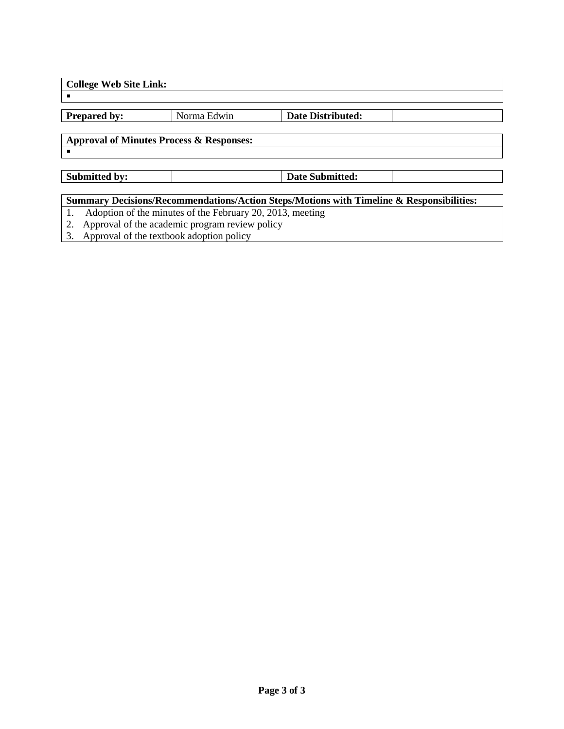| College Web Site Link: |
| --- |
| ▪ |

| Prepared by: | Norma Edwin | Date Distributed: | |
| --- | --- | --- | --- |

| Approval of Minutes Process & Responses: |
| --- |
| ▪ |

| Submitted by: | | Date Submitted: | |
| --- | --- | --- | --- |

| Summary Decisions/Recommendations/Action Steps/Motions with Timeline & Responsibilities: |
| --- |
| 1. Adoption of the minutes of the February 20, 2013, meeting |
| 2. Approval of the academic program review policy |
| 3. Approval of the textbook adoption policy |